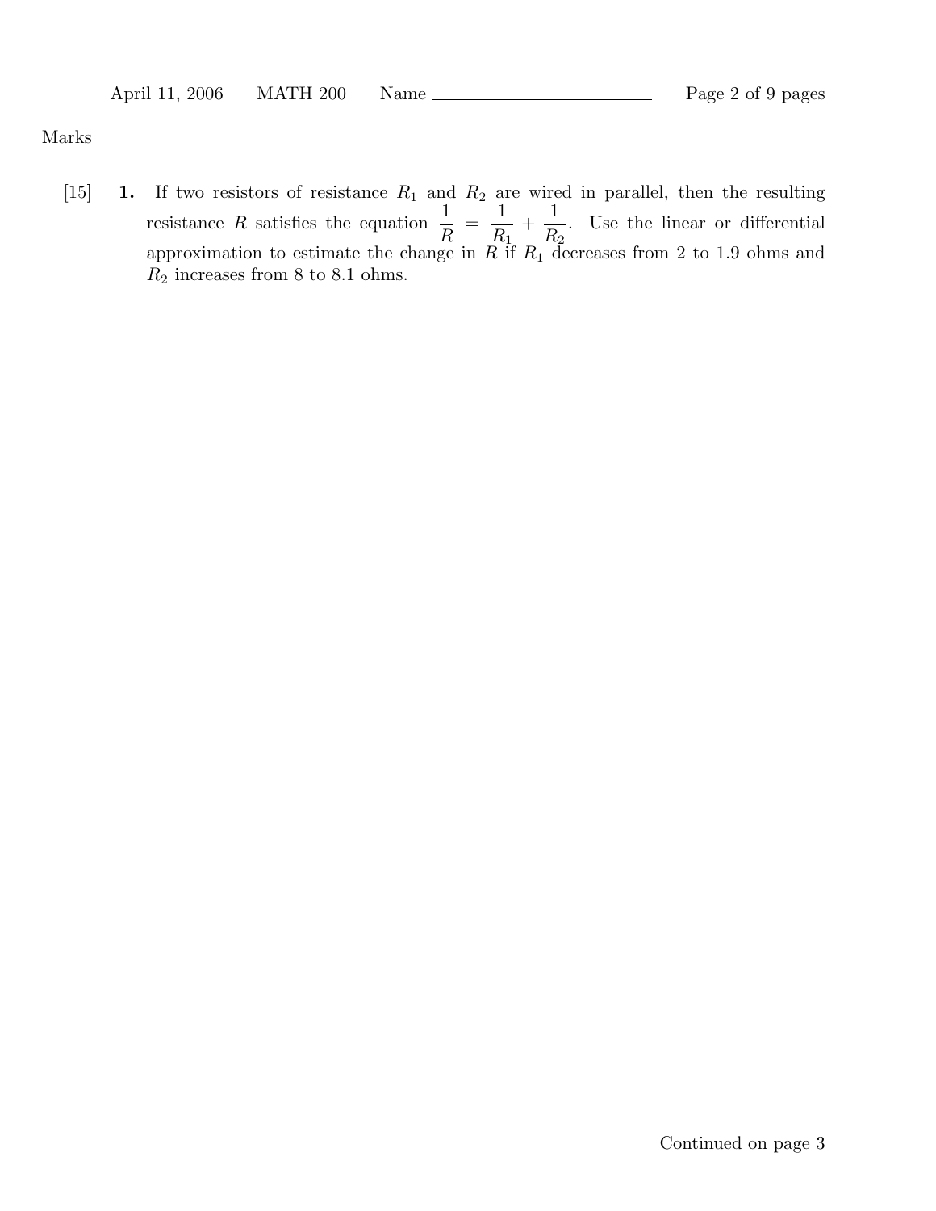Marks

[15] **1.** If two resistors of resistance $R_1$ and $R_2$ are wired in parallel, then the resulting resistance $R$ satisfies the equation $\dfrac{1}{R} = \dfrac{1}{R_1} + \dfrac{1}{R_2}$. Use the linear or differential approximation to estimate the change in $R$ if $R_1$ decreases from 2 to 1.9 ohms and $R_2$ increases from 8 to 8.1 ohms.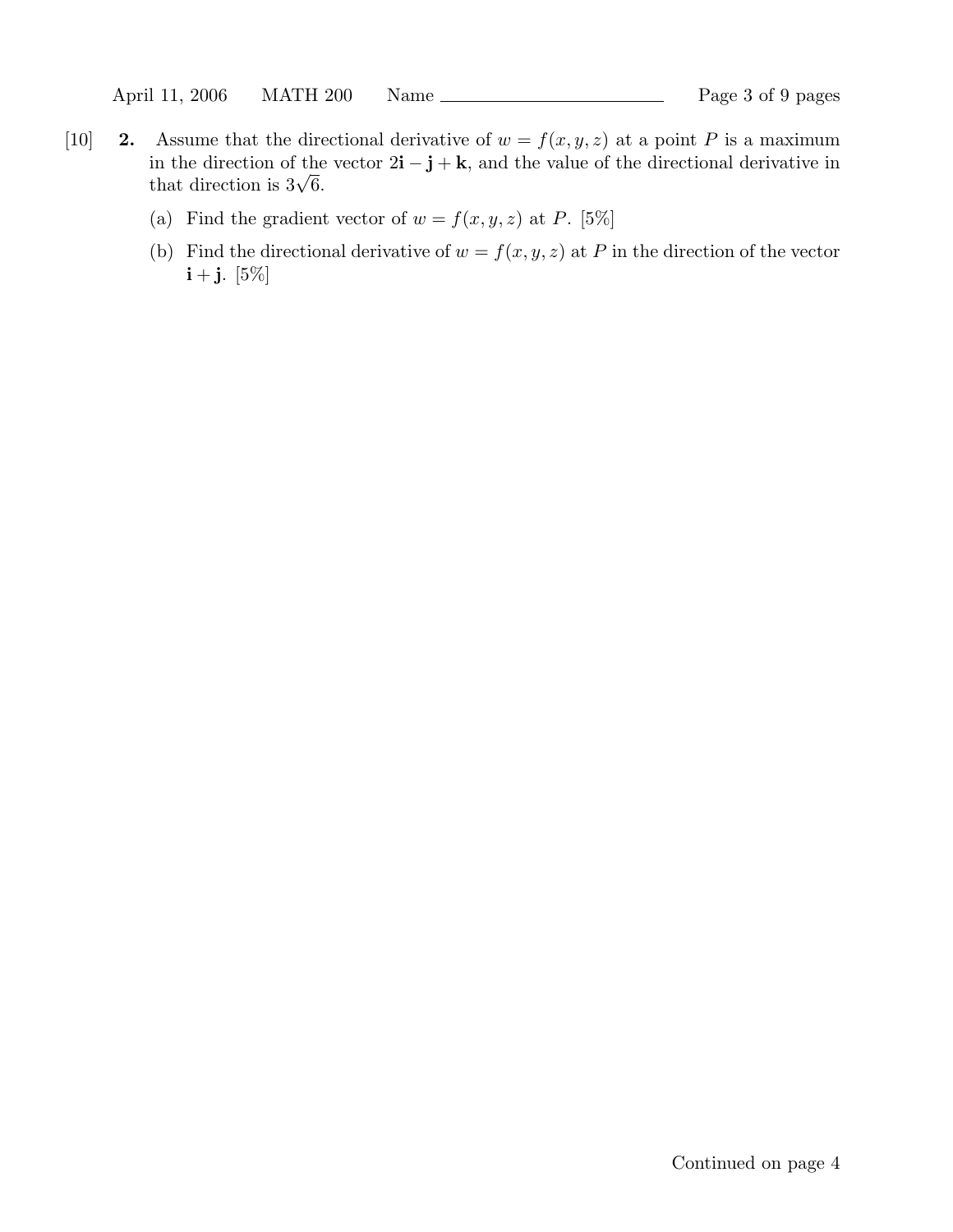[10] **2.** Assume that the directional derivative of $w = f(x, y, z)$ at a point $P$ is a maximum in the direction of the vector $2\mathbf{i} - \mathbf{j} + \mathbf{k}$, and the value of the directional derivative in that direction is $3\sqrt{6}$.

(a) Find the gradient vector of $w = f(x, y, z)$ at $P$. [5%]

(b) Find the directional derivative of $w = f(x, y, z)$ at $P$ in the direction of the vector $\mathbf{i} + \mathbf{j}$. [5%]

Continued on page 4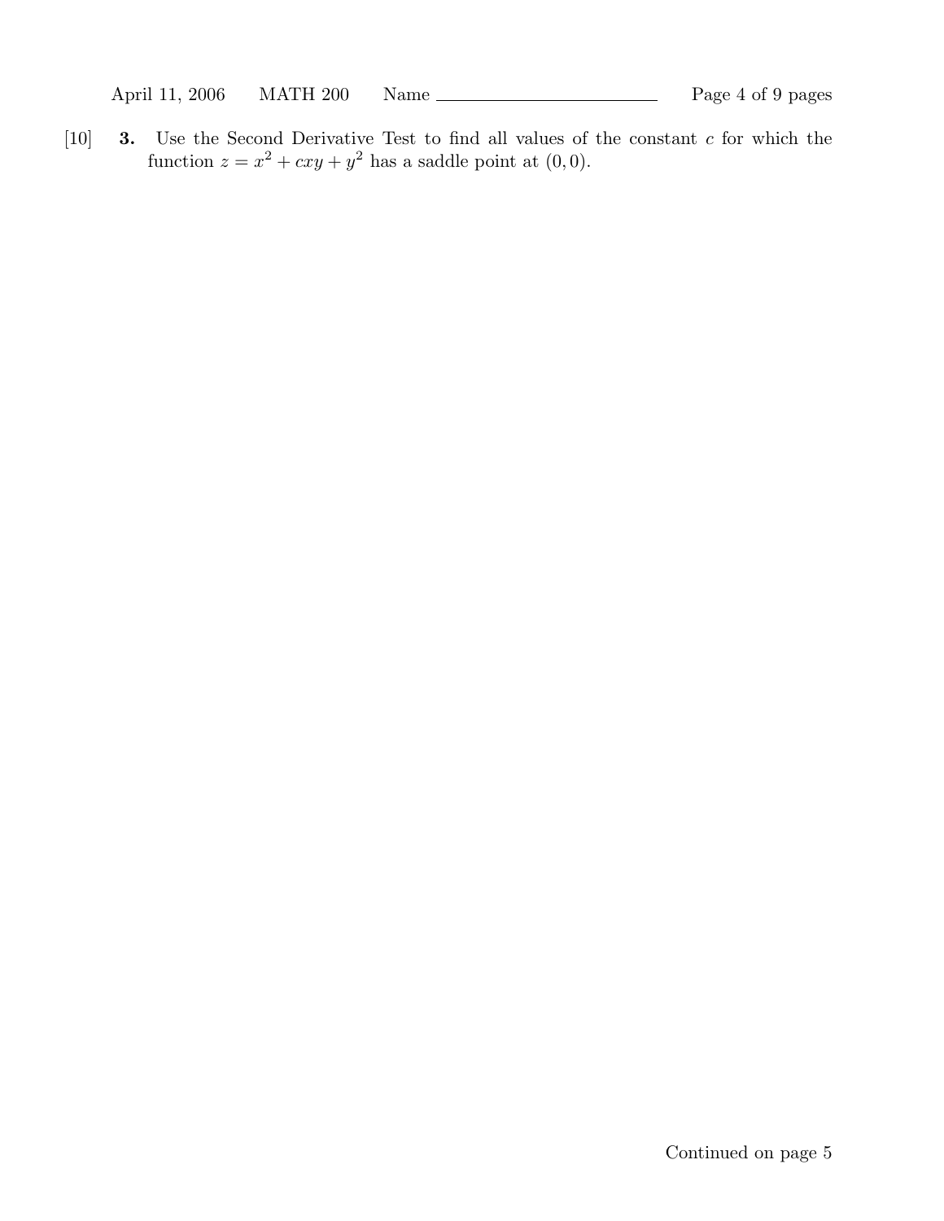[10] **3.** Use the Second Derivative Test to find all values of the constant $c$ for which the function $z = x^2 + cxy + y^2$ has a saddle point at $(0, 0)$.

Continued on page 5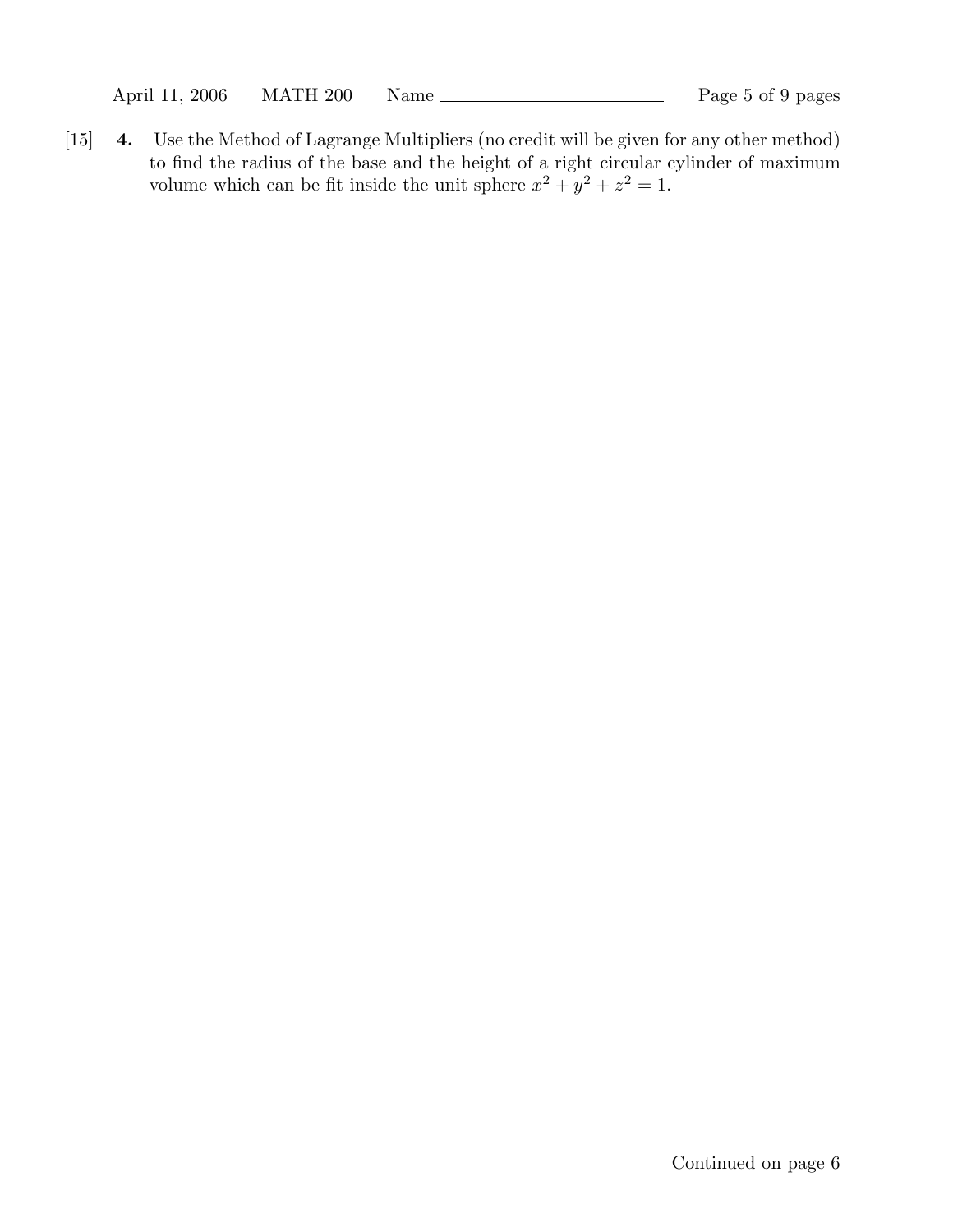[15] **4.** Use the Method of Lagrange Multipliers (no credit will be given for any other method) to find the radius of the base and the height of a right circular cylinder of maximum volume which can be fit inside the unit sphere $x^2 + y^2 + z^2 = 1$.

Continued on page 6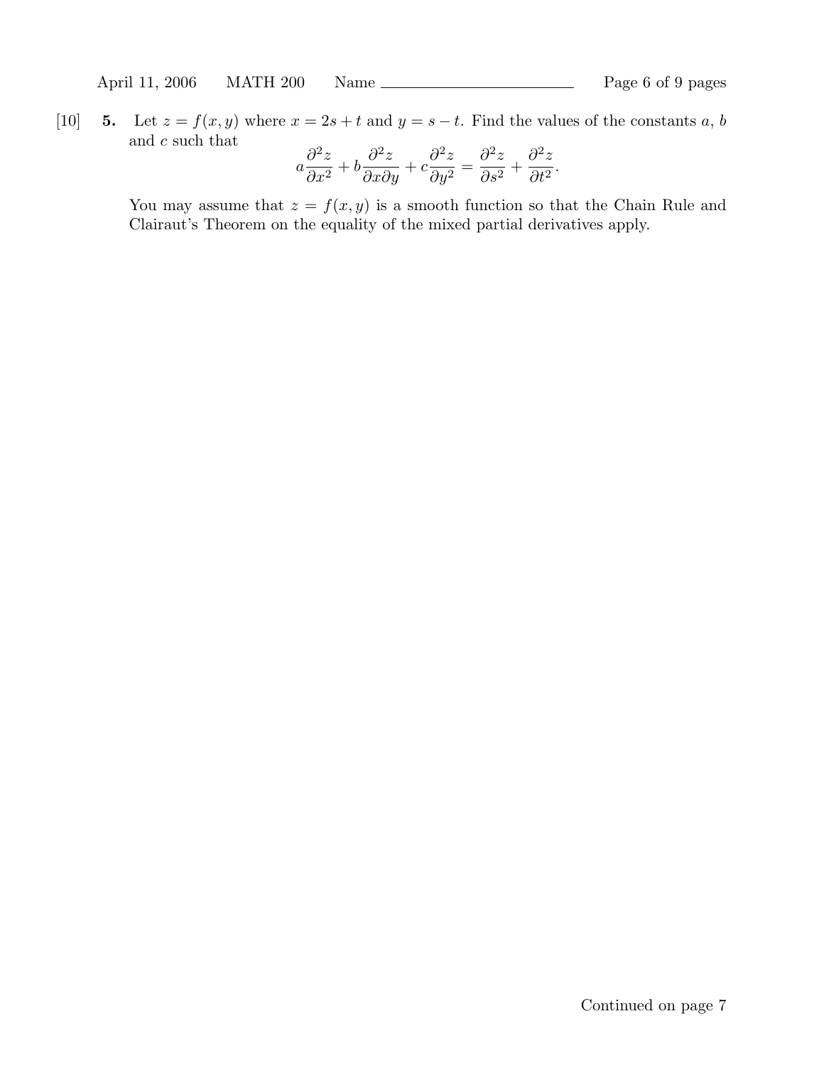[10] **5.** Let $z = f(x, y)$ where $x = 2s + t$ and $y = s - t$. Find the values of the constants $a$, $b$ and $c$ such that

$$a\frac{\partial^2 z}{\partial x^2} + b\frac{\partial^2 z}{\partial x \partial y} + c\frac{\partial^2 z}{\partial y^2} = \frac{\partial^2 z}{\partial s^2} + \frac{\partial^2 z}{\partial t^2}.$$

You may assume that $z = f(x, y)$ is a smooth function so that the Chain Rule and Clairaut's Theorem on the equality of the mixed partial derivatives apply.

Continued on page 7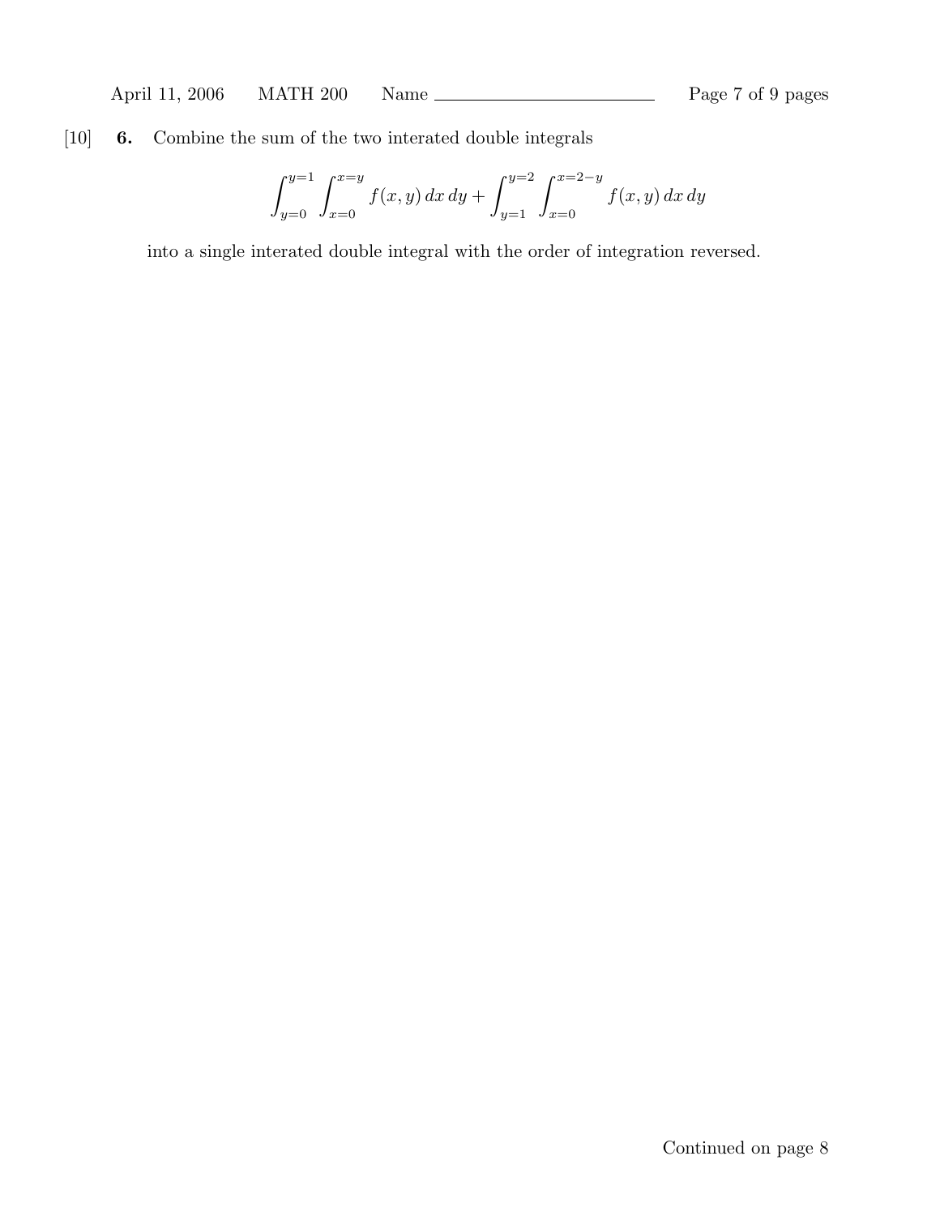[10] **6.** Combine the sum of the two interated double integrals

$$\int_{y=0}^{y=1} \int_{x=0}^{x=y} f(x, y)\, dx\, dy + \int_{y=1}^{y=2} \int_{x=0}^{x=2-y} f(x, y)\, dx\, dy$$

into a single interated double integral with the order of integration reversed.

Continued on page 8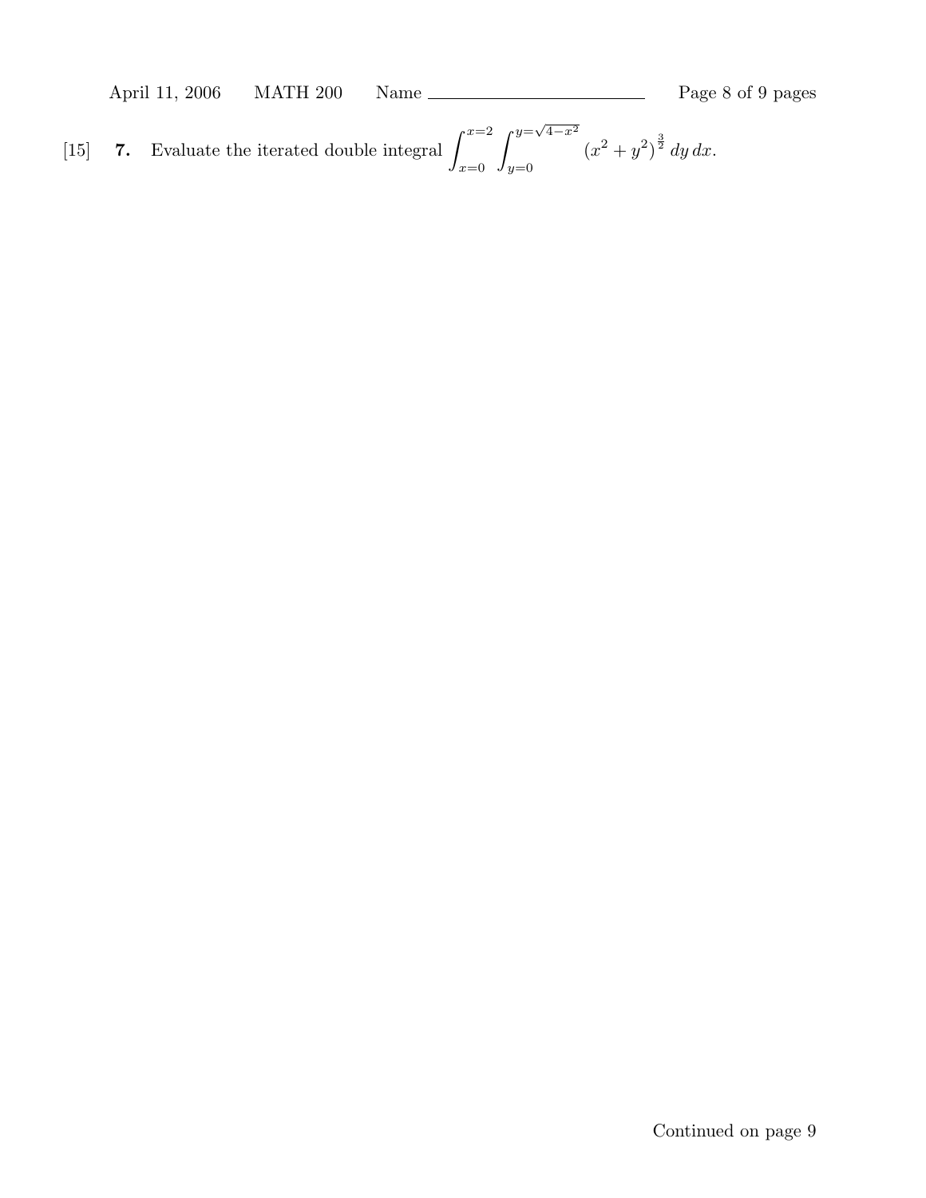[15] **7.** Evaluate the iterated double integral $\displaystyle\int_{x=0}^{x=2} \int_{y=0}^{y=\sqrt{4-x^2}} (x^2 + y^2)^{\frac{3}{2}} \, dy \, dx$.

Continued on page 9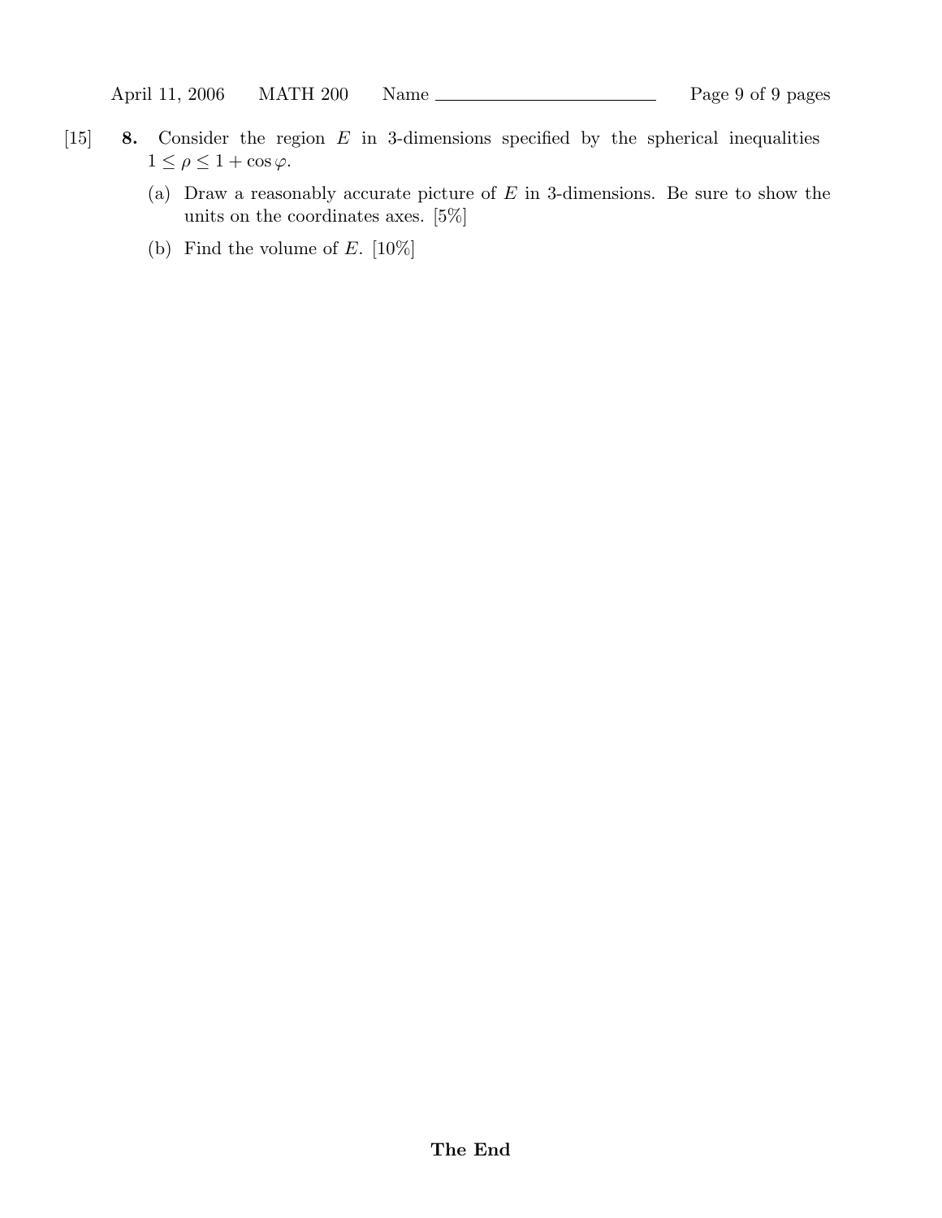[15] **8.** Consider the region $E$ in 3-dimensions specified by the spherical inequalities $1 \leq \rho \leq 1 + \cos\varphi$.

(a) Draw a reasonably accurate picture of $E$ in 3-dimensions. Be sure to show the units on the coordinates axes. [5%]

(b) Find the volume of $E$. [10%]

**The End**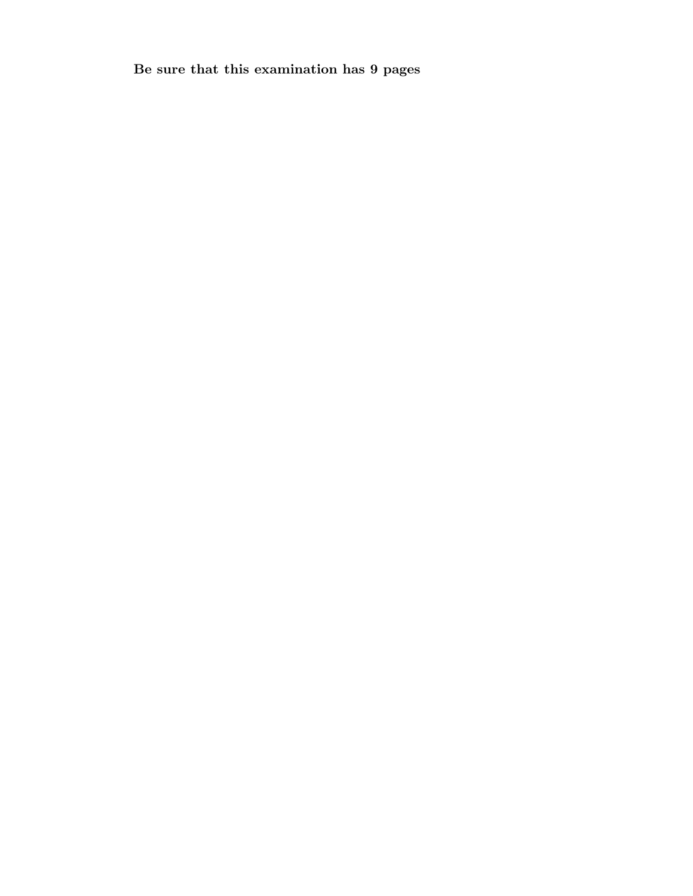**Be sure that this examination has 9 pages**